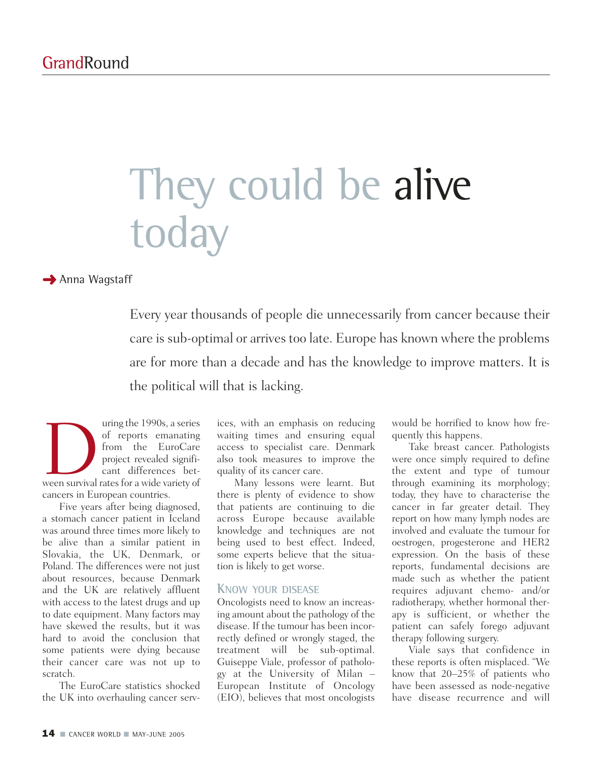# They could be alive today

Anna Wagstaff

Every year thousands of people die unnecessarily from cancer because their care is sub-optimal or arrives too late. Europe has known where the problems are for more than a decade and has the knowledge to improve matters. It is the political will that is lacking.

During the 1990s, a series of reports emanating from the EuroCare project revealed significant differences between survival rates for a wide variety of cancers in European countries.

Five years after being diagnosed, a stomach cancer patient in Iceland was around three times more likely to be alive than a similar patient in Slovakia, the UK, Denmark, or Poland. The differences were not just about resources, because Denmark and the UK are relatively affluent with access to the latest drugs and up to date equipment. Many factors may have skewed the results, but it was hard to avoid the conclusion that some patients were dying because their cancer care was not up to scratch.

The EuroCare statistics shocked the UK into overhauling cancer services, with an emphasis on reducing waiting times and ensuring equal access to specialist care. Denmark also took measures to improve the quality of its cancer care.

Many lessons were learnt. But there is plenty of evidence to show that patients are continuing to die across Europe because available knowledge and techniques are not being used to best effect. Indeed, some experts believe that the situation is likely to get worse.

## Know your disease

Oncologists need to know an increasing amount about the pathology of the disease. If the tumour has been incorrectly defined or wrongly staged, the treatment will be sub-optimal. Guiseppe Viale, professor of pathology at the University of Milan – European Institute of Oncology (EIO), believes that most oncologists would be horrified to know how frequently this happens.

Take breast cancer. Pathologists were once simply required to define the extent and type of tumour through examining its morphology; today, they have to characterise the cancer in far greater detail. They report on how many lymph nodes are involved and evaluate the tumour for oestrogen, progesterone and HER2 expression. On the basis of these reports, fundamental decisions are made such as whether the patient requires adjuvant chemo- and/or radiotherapy, whether hormonal therapy is sufficient, or whether the patient can safely forego adjuvant therapy following surgery.

Viale says that confidence in these reports is often misplaced. "We know that 20–25% of patients who have been assessed as node-negative have disease recurrence and will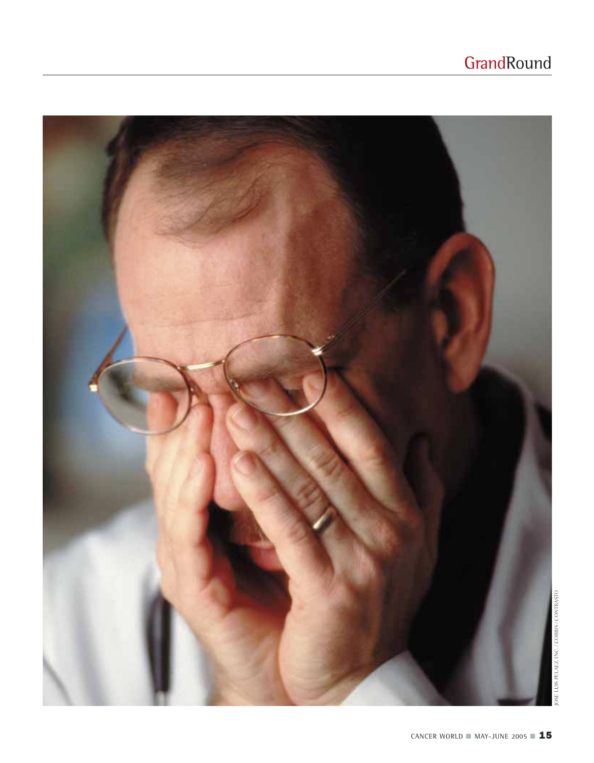JOSE LUIS PELAEZ, INC. / CORBIS / CONTRASTO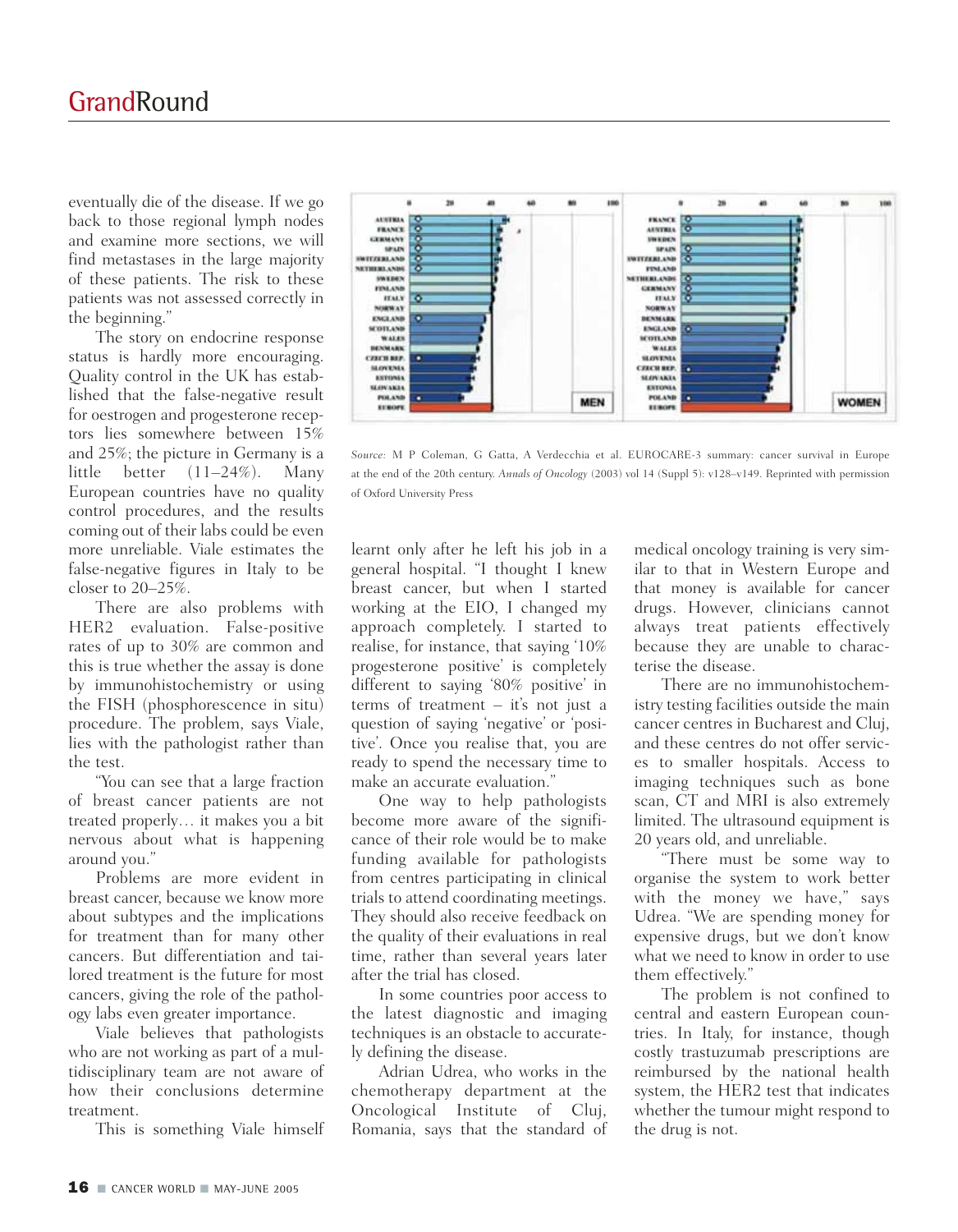eventually die of the disease. If we go back to those regional lymph nodes and examine more sections, we will find metastases in the large majority of these patients. The risk to these patients was not assessed correctly in the beginning."

The story on endocrine response status is hardly more encouraging. Quality control in the UK has established that the false-negative result for oestrogen and progesterone receptors lies somewhere between 15% and 25%; the picture in Germany is a little better (11–24%). Many European countries have no quality control procedures, and the results coming out of their labs could be even more unreliable. Viale estimates the false-negative figures in Italy to be closer to 20–25%.

There are also problems with HER2 evaluation. False-positive rates of up to 30% are common and this is true whether the assay is done by immunohistochemistry or using the FISH (phosphorescence in situ) procedure. The problem, says Viale, lies with the pathologist rather than the test.

"You can see that a large fraction of breast cancer patients are not treated properly… it makes you a bit nervous about what is happening around you."

Problems are more evident in breast cancer, because we know more about subtypes and the implications for treatment than for many other cancers. But differentiation and tailored treatment is the future for most cancers, giving the role of the pathology labs even greater importance.

Viale believes that pathologists who are not working as part of a multidisciplinary team are not aware of how their conclusions determine treatment.

This is something Viale himself learnt only after he left his job in a general hospital. "I thought I knew breast cancer, but when I started working at the EIO, I changed my approach completely. I started to realise, for instance, that saying '10% progesterone positive' is completely different to saying '80% positive' in terms of treatment – it's not just a question of saying 'negative' or 'positive'. Once you realise that, you are ready to spend the necessary time to make an accurate evaluation."

One way to help pathologists become more aware of the significance of their role would be to make funding available for pathologists from centres participating in clinical trials to attend coordinating meetings. They should also receive feedback on the quality of their evaluations in real time, rather than several years later after the trial has closed.

In some countries poor access to the latest diagnostic and imaging techniques is an obstacle to accurately defining the disease.

Adrian Udrea, who works in the chemotherapy department at the Oncological Institute of Cluj, Romania, says that the standard of medical oncology training is very similar to that in Western Europe and that money is available for cancer drugs. However, clinicians cannot always treat patients effectively because they are unable to characterise the disease.

There are no immunohistochemistry testing facilities outside the main cancer centres in Bucharest and Cluj, and these centres do not offer services to smaller hospitals. Access to imaging techniques such as bone scan, CT and MRI is also extremely limited. The ultrasound equipment is 20 years old, and unreliable.

"There must be some way to organise the system to work better with the money we have," says Udrea. "We are spending money for expensive drugs, but we don't know what we need to know in order to use them effectively."

The problem is not confined to central and eastern European countries. In Italy, for instance, though costly trastuzumab prescriptions are reimbursed by the national health system, the HER2 test that indicates whether the tumour might respond to the drug is not.

*Source:* M P Coleman, G Gatta, A Verdecchia et al. EUROCARE-3 summary: cancer survival in Europe at the end of the 20th century. *Annals of Oncology* (2003) vol 14 (Suppl 5): v128–v149. Reprinted with permission of Oxford University Press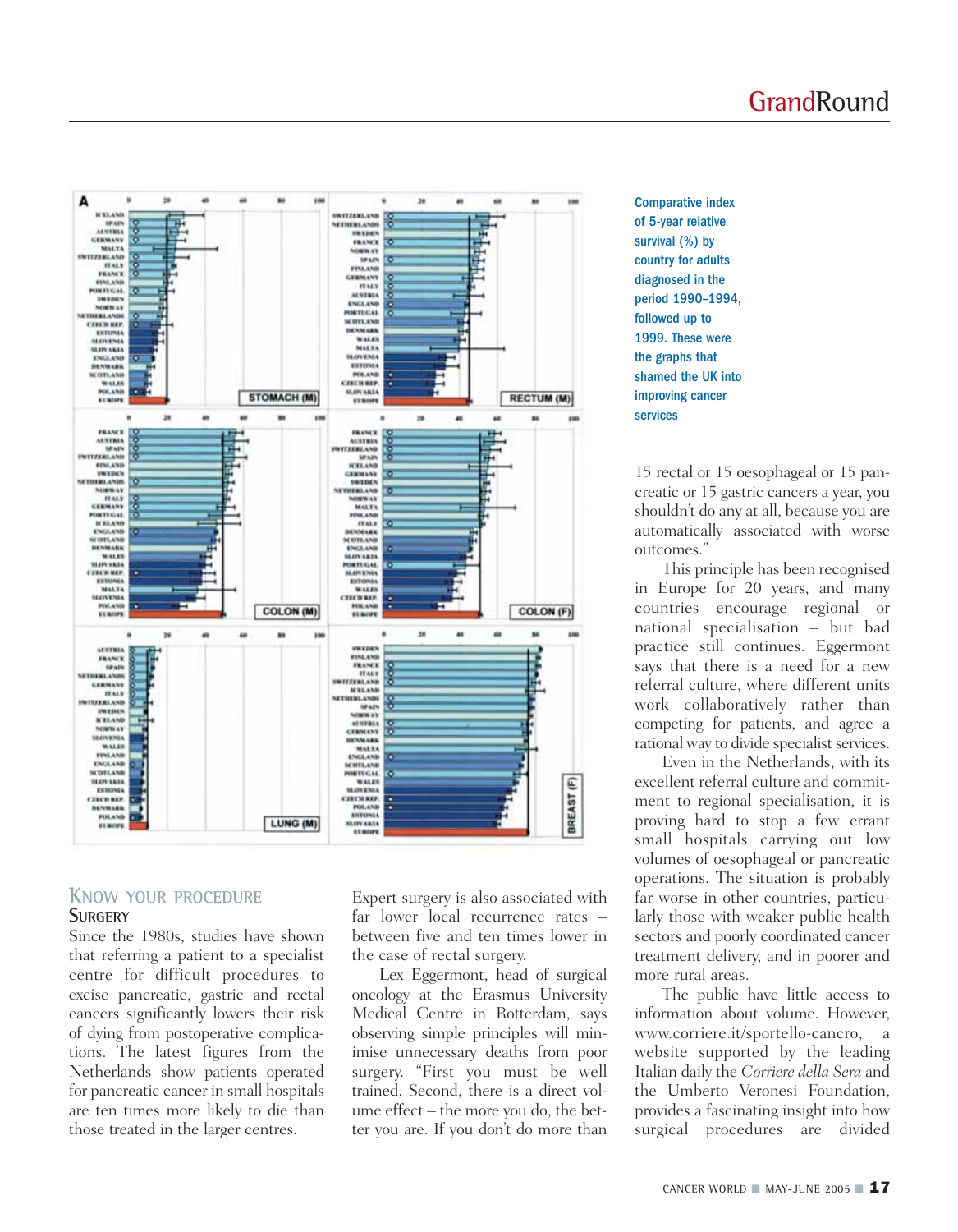Comparative index of 5-year relative survival (%) by country for adults diagnosed in the period 1990–1994, followed up to 1999. These were the graphs that shamed the UK into improving cancer services

## KNOW YOUR PROCEDURE

### SURGERY

Since the 1980s, studies have shown that referring a patient to a specialist centre for difficult procedures to excise pancreatic, gastric and rectal cancers significantly lowers their risk of dying from postoperative complications. The latest figures from the Netherlands show patients operated for pancreatic cancer in small hospitals are ten times more likely to die than those treated in the larger centres.

Expert surgery is also associated with far lower local recurrence rates – between five and ten times lower in the case of rectal surgery.

Lex Eggermont, head of surgical oncology at the Erasmus University Medical Centre in Rotterdam, says observing simple principles will minimise unnecessary deaths from poor surgery. "First you must be well trained. Second, there is a direct volume effect – the more you do, the better you are. If you don't do more than 15 rectal or 15 oesophageal or 15 pancreatic or 15 gastric cancers a year, you shouldn't do any at all, because you are automatically associated with worse outcomes."

This principle has been recognised in Europe for 20 years, and many countries encourage regional or national specialisation – but bad practice still continues. Eggermont says that there is a need for a new referral culture, where different units work collaboratively rather than competing for patients, and agree a rational way to divide specialist services.

Even in the Netherlands, with its excellent referral culture and commitment to regional specialisation, it is proving hard to stop a few errant small hospitals carrying out low volumes of oesophageal or pancreatic operations. The situation is probably far worse in other countries, particularly those with weaker public health sectors and poorly coordinated cancer treatment delivery, and in poorer and more rural areas.

The public have little access to information about volume. However, www.corriere.it/sportello-cancro, a website supported by the leading Italian daily the *Corriere della Sera* and the Umberto Veronesi Foundation, provides a fascinating insight into how surgical procedures are divided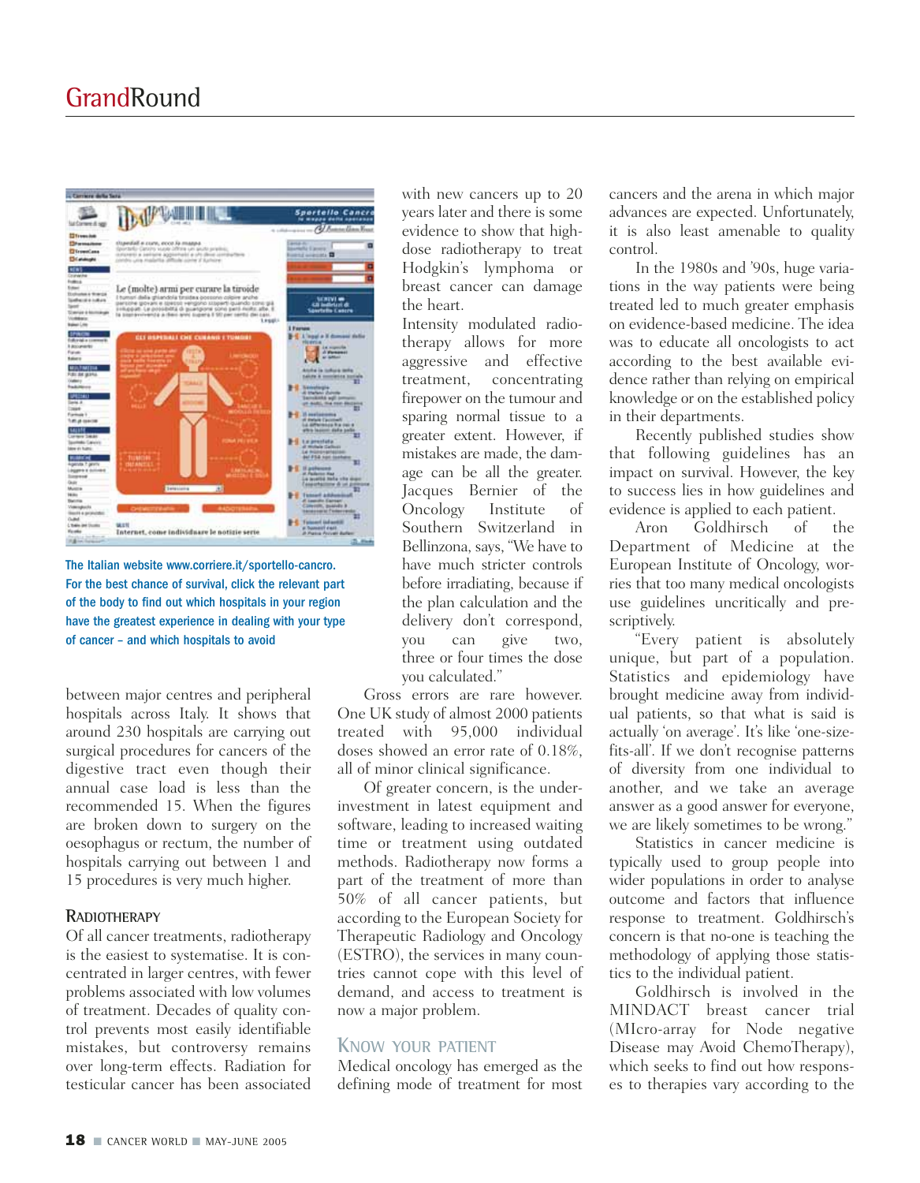The Italian website www.corriere.it/sportello-cancro. For the best chance of survival, click the relevant part of the body to find out which hospitals in your region have the greatest experience in dealing with your type of cancer – and which hospitals to avoid

between major centres and peripheral hospitals across Italy. It shows that around 230 hospitals are carrying out surgical procedures for cancers of the digestive tract even though their annual case load is less than the recommended 15. When the figures are broken down to surgery on the oesophagus or rectum, the number of hospitals carrying out between 1 and 15 procedures is very much higher.

### Radiotherapy

Of all cancer treatments, radiotherapy is the easiest to systematise. It is concentrated in larger centres, with fewer problems associated with low volumes of treatment. Decades of quality control prevents most easily identifiable mistakes, but controversy remains over long-term effects. Radiation for testicular cancer has been associated with new cancers up to 20 years later and there is some evidence to show that high-dose radiotherapy to treat Hodgkin's lymphoma or breast cancer can damage the heart.

Intensity modulated radiotherapy allows for more aggressive and effective treatment, concentrating firepower on the tumour and sparing normal tissue to a greater extent. However, if mistakes are made, the damage can be all the greater. Jacques Bernier of the Oncology Institute of Southern Switzerland in Bellinzona, says, "We have to have much stricter controls before irradiating, because if the plan calculation and the delivery don't correspond, you can give two, three or four times the dose you calculated."

Gross errors are rare however. One UK study of almost 2000 patients treated with 95,000 individual doses showed an error rate of 0.18%, all of minor clinical significance.

Of greater concern, is the under-investment in latest equipment and software, leading to increased waiting time or treatment using outdated methods. Radiotherapy now forms a part of the treatment of more than 50% of all cancer patients, but according to the European Society for Therapeutic Radiology and Oncology (ESTRO), the services in many countries cannot cope with this level of demand, and access to treatment is now a major problem.

### Know your patient

Medical oncology has emerged as the defining mode of treatment for most cancers and the arena in which major advances are expected. Unfortunately, it is also least amenable to quality control.

In the 1980s and '90s, huge variations in the way patients were being treated led to much greater emphasis on evidence-based medicine. The idea was to educate all oncologists to act according to the best available evidence rather than relying on empirical knowledge or on the established policy in their departments.

Recently published studies show that following guidelines has an impact on survival. However, the key to success lies in how guidelines and evidence is applied to each patient.

Aron Goldhirsch of the Department of Medicine at the European Institute of Oncology, worries that too many medical oncologists use guidelines uncritically and prescriptively.

"Every patient is absolutely unique, but part of a population. Statistics and epidemiology have brought medicine away from individual patients, so that what is said is actually 'on average'. It's like 'one-size-fits-all'. If we don't recognise patterns of diversity from one individual to another, and we take an average answer as a good answer for everyone, we are likely sometimes to be wrong."

Statistics in cancer medicine is typically used to group people into wider populations in order to analyse outcome and factors that influence response to treatment. Goldhirsch's concern is that no-one is teaching the methodology of applying those statistics to the individual patient.

Goldhirsch is involved in the MINDACT breast cancer trial (MIcro-array for Node negative Disease may Avoid ChemoTherapy), which seeks to find out how responses to therapies vary according to the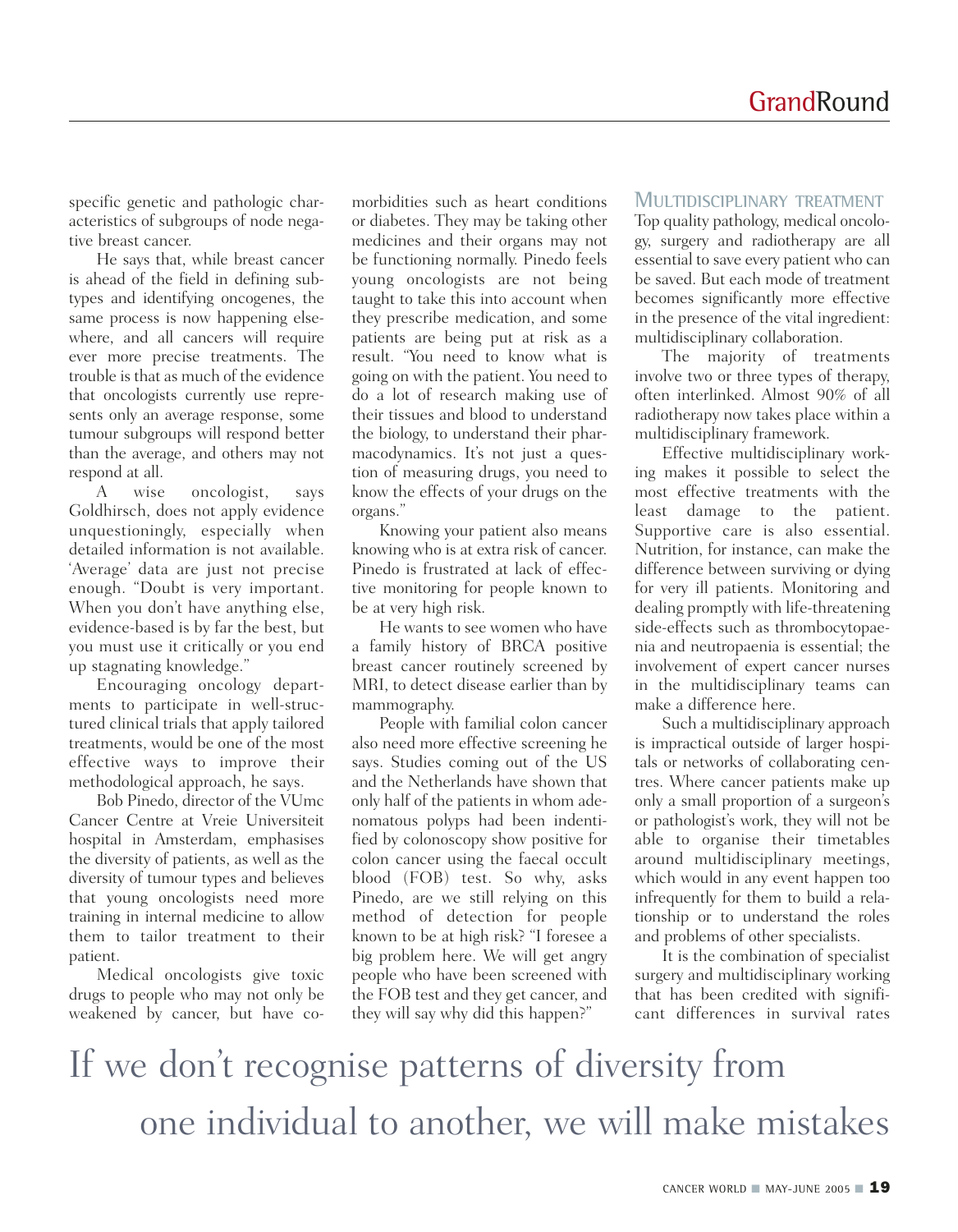specific genetic and pathologic characteristics of subgroups of node negative breast cancer.

He says that, while breast cancer is ahead of the field in defining subtypes and identifying oncogenes, the same process is now happening elsewhere, and all cancers will require ever more precise treatments. The trouble is that as much of the evidence that oncologists currently use represents only an average response, some tumour subgroups will respond better than the average, and others may not respond at all.

A wise oncologist, says Goldhirsch, does not apply evidence unquestioningly, especially when detailed information is not available. 'Average' data are just not precise enough. "Doubt is very important. When you don't have anything else, evidence-based is by far the best, but you must use it critically or you end up stagnating knowledge."

Encouraging oncology departments to participate in well-structured clinical trials that apply tailored treatments, would be one of the most effective ways to improve their methodological approach, he says.

Bob Pinedo, director of the VUmc Cancer Centre at Vreie Universiteit hospital in Amsterdam, emphasises the diversity of patients, as well as the diversity of tumour types and believes that young oncologists need more training in internal medicine to allow them to tailor treatment to their patient.

Medical oncologists give toxic drugs to people who may not only be weakened by cancer, but have co-morbidities such as heart conditions or diabetes. They may be taking other medicines and their organs may not be functioning normally. Pinedo feels young oncologists are not being taught to take this into account when they prescribe medication, and some patients are being put at risk as a result. "You need to know what is going on with the patient. You need to do a lot of research making use of their tissues and blood to understand the biology, to understand their pharmacodynamics. It's not just a question of measuring drugs, you need to know the effects of your drugs on the organs."

Knowing your patient also means knowing who is at extra risk of cancer. Pinedo is frustrated at lack of effective monitoring for people known to be at very high risk.

He wants to see women who have a family history of BRCA positive breast cancer routinely screened by MRI, to detect disease earlier than by mammography.

People with familial colon cancer also need more effective screening he says. Studies coming out of the US and the Netherlands have shown that only half of the patients in whom adenomatous polyps had been indentified by colonoscopy show positive for colon cancer using the faecal occult blood (FOB) test. So why, asks Pinedo, are we still relying on this method of detection for people known to be at high risk? "I foresee a big problem here. We will get angry people who have been screened with the FOB test and they get cancer, and they will say why did this happen?"

## Multidisciplinary treatment

Top quality pathology, medical oncology, surgery and radiotherapy are all essential to save every patient who can be saved. But each mode of treatment becomes significantly more effective in the presence of the vital ingredient: multidisciplinary collaboration.

The majority of treatments involve two or three types of therapy, often interlinked. Almost 90% of all radiotherapy now takes place within a multidisciplinary framework.

Effective multidisciplinary working makes it possible to select the most effective treatments with the least damage to the patient. Supportive care is also essential. Nutrition, for instance, can make the difference between surviving or dying for very ill patients. Monitoring and dealing promptly with life-threatening side-effects such as thrombocytopaenia and neutropaenia is essential; the involvement of expert cancer nurses in the multidisciplinary teams can make a difference here.

Such a multidisciplinary approach is impractical outside of larger hospitals or networks of collaborating centres. Where cancer patients make up only a small proportion of a surgeon's or pathologist's work, they will not be able to organise their timetables around multidisciplinary meetings, which would in any event happen too infrequently for them to build a relationship or to understand the roles and problems of other specialists.

It is the combination of specialist surgery and multidisciplinary working that has been credited with significant differences in survival rates

> If we don't recognise patterns of diversity from one individual to another, we will make mistakes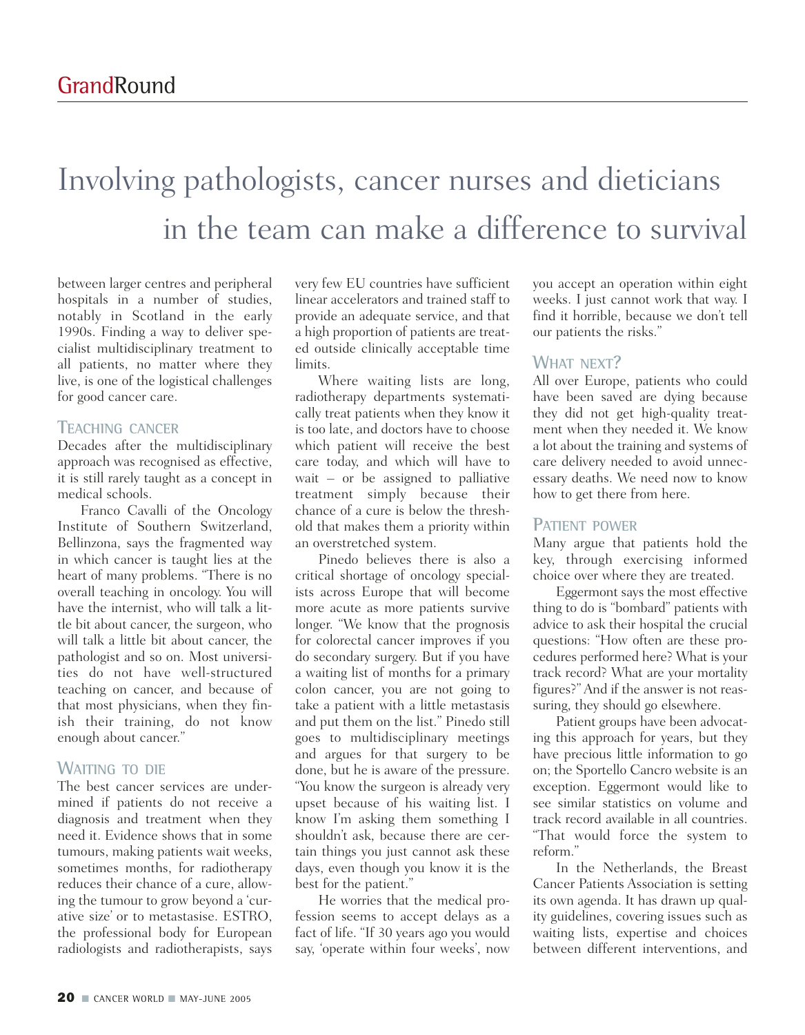# Involving pathologists, cancer nurses and dieticians in the team can make a difference to survival

between larger centres and peripheral hospitals in a number of studies, notably in Scotland in the early 1990s. Finding a way to deliver specialist multidisciplinary treatment to all patients, no matter where they live, is one of the logistical challenges for good cancer care.

## TEACHING CANCER

Decades after the multidisciplinary approach was recognised as effective, it is still rarely taught as a concept in medical schools.

Franco Cavalli of the Oncology Institute of Southern Switzerland, Bellinzona, says the fragmented way in which cancer is taught lies at the heart of many problems. "There is no overall teaching in oncology. You will have the internist, who will talk a little bit about cancer, the surgeon, who will talk a little bit about cancer, the pathologist and so on. Most universities do not have well-structured teaching on cancer, and because of that most physicians, when they finish their training, do not know enough about cancer."

## WAITING TO DIE

The best cancer services are undermined if patients do not receive a diagnosis and treatment when they need it. Evidence shows that in some tumours, making patients wait weeks, sometimes months, for radiotherapy reduces their chance of a cure, allowing the tumour to grow beyond a 'curative size' or to metastasise. ESTRO, the professional body for European radiologists and radiotherapists, says very few EU countries have sufficient linear accelerators and trained staff to provide an adequate service, and that a high proportion of patients are treated outside clinically acceptable time limits.

Where waiting lists are long, radiotherapy departments systematically treat patients when they know it is too late, and doctors have to choose which patient will receive the best care today, and which will have to wait – or be assigned to palliative treatment simply because their chance of a cure is below the threshold that makes them a priority within an overstretched system.

Pinedo believes there is also a critical shortage of oncology specialists across Europe that will become more acute as more patients survive longer. "We know that the prognosis for colorectal cancer improves if you do secondary surgery. But if you have a waiting list of months for a primary colon cancer, you are not going to take a patient with a little metastasis and put them on the list." Pinedo still goes to multidisciplinary meetings and argues for that surgery to be done, but he is aware of the pressure. "You know the surgeon is already very upset because of his waiting list. I know I'm asking them something I shouldn't ask, because there are certain things you just cannot ask these days, even though you know it is the best for the patient."

He worries that the medical profession seems to accept delays as a fact of life. "If 30 years ago you would say, 'operate within four weeks', now you accept an operation within eight weeks. I just cannot work that way. I find it horrible, because we don't tell our patients the risks."

## WHAT NEXT?

All over Europe, patients who could have been saved are dying because they did not get high-quality treatment when they needed it. We know a lot about the training and systems of care delivery needed to avoid unnecessary deaths. We need now to know how to get there from here.

## PATIENT POWER

Many argue that patients hold the key, through exercising informed choice over where they are treated.

Eggermont says the most effective thing to do is "bombard" patients with advice to ask their hospital the crucial questions: "How often are these procedures performed here? What is your track record? What are your mortality figures?" And if the answer is not reassuring, they should go elsewhere.

Patient groups have been advocating this approach for years, but they have precious little information to go on; the Sportello Cancro website is an exception. Eggermont would like to see similar statistics on volume and track record available in all countries. "That would force the system to reform."

In the Netherlands, the Breast Cancer Patients Association is setting its own agenda. It has drawn up quality guidelines, covering issues such as waiting lists, expertise and choices between different interventions, and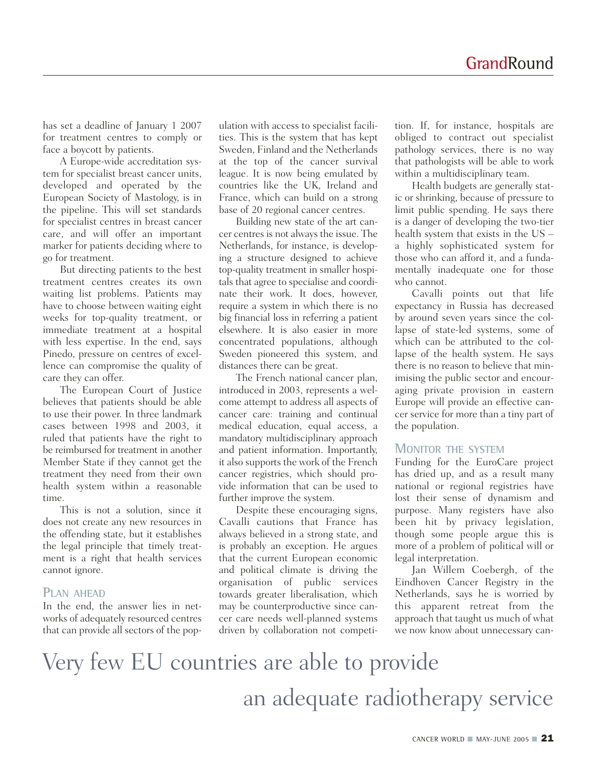has set a deadline of January 1 2007 for treatment centres to comply or face a boycott by patients.

A Europe-wide accreditation system for specialist breast cancer units, developed and operated by the European Society of Mastology, is in the pipeline. This will set standards for specialist centres in breast cancer care, and will offer an important marker for patients deciding where to go for treatment.

But directing patients to the best treatment centres creates its own waiting list problems. Patients may have to choose between waiting eight weeks for top-quality treatment, or immediate treatment at a hospital with less expertise. In the end, says Pinedo, pressure on centres of excellence can compromise the quality of care they can offer.

The European Court of Justice believes that patients should be able to use their power. In three landmark cases between 1998 and 2003, it ruled that patients have the right to be reimbursed for treatment in another Member State if they cannot get the treatment they need from their own health system within a reasonable time.

This is not a solution, since it does not create any new resources in the offending state, but it establishes the legal principle that timely treatment is a right that health services cannot ignore.

## PLAN AHEAD

In the end, the answer lies in networks of adequately resourced centres that can provide all sectors of the population with access to specialist facilities. This is the system that has kept Sweden, Finland and the Netherlands at the top of the cancer survival league. It is now being emulated by countries like the UK, Ireland and France, which can build on a strong base of 20 regional cancer centres.

Building new state of the art cancer centres is not always the issue. The Netherlands, for instance, is developing a structure designed to achieve top-quality treatment in smaller hospitals that agree to specialise and coordinate their work. It does, however, require a system in which there is no big financial loss in referring a patient elsewhere. It is also easier in more concentrated populations, although Sweden pioneered this system, and distances there can be great.

The French national cancer plan, introduced in 2003, represents a welcome attempt to address all aspects of cancer care: training and continual medical education, equal access, a mandatory multidisciplinary approach and patient information. Importantly, it also supports the work of the French cancer registries, which should provide information that can be used to further improve the system.

Despite these encouraging signs, Cavalli cautions that France has always believed in a strong state, and is probably an exception. He argues that the current European economic and political climate is driving the organisation of public services towards greater liberalisation, which may be counterproductive since cancer care needs well-planned systems driven by collaboration not competition. If, for instance, hospitals are obliged to contract out specialist pathology services, there is no way that pathologists will be able to work within a multidisciplinary team.

Health budgets are generally static or shrinking, because of pressure to limit public spending. He says there is a danger of developing the two-tier health system that exists in the US – a highly sophisticated system for those who can afford it, and a fundamentally inadequate one for those who cannot.

Cavalli points out that life expectancy in Russia has decreased by around seven years since the collapse of state-led systems, some of which can be attributed to the collapse of the health system. He says there is no reason to believe that minimising the public sector and encouraging private provision in eastern Europe will provide an effective cancer service for more than a tiny part of the population.

## MONITOR THE SYSTEM

Funding for the EuroCare project has dried up, and as a result many national or regional registries have lost their sense of dynamism and purpose. Many registers have also been hit by privacy legislation, though some people argue this is more of a problem of political will or legal interpretation.

Jan Willem Coebergh, of the Eindhoven Cancer Registry in the Netherlands, says he is worried by this apparent retreat from the approach that taught us much of what we now know about unnecessary can-

Very few EU countries are able to provide an adequate radiotherapy service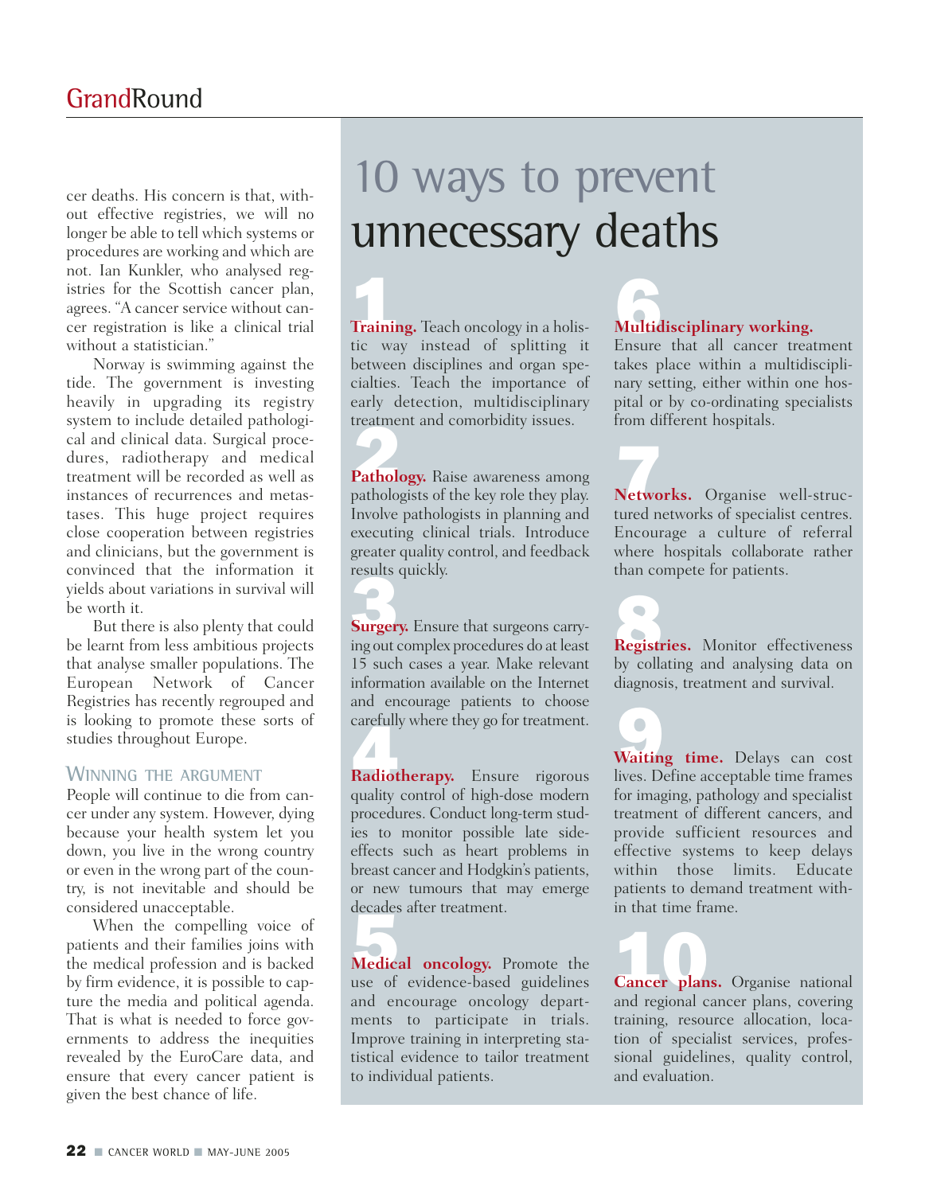cer deaths. His concern is that, without effective registries, we will no longer be able to tell which systems or procedures are working and which are not. Ian Kunkler, who analysed registries for the Scottish cancer plan, agrees. "A cancer service without cancer registration is like a clinical trial without a statistician."

Norway is swimming against the tide. The government is investing heavily in upgrading its registry system to include detailed pathological and clinical data. Surgical procedures, radiotherapy and medical treatment will be recorded as well as instances of recurrences and metastases. This huge project requires close cooperation between registries and clinicians, but the government is convinced that the information it yields about variations in survival will be worth it.

But there is also plenty that could be learnt from less ambitious projects that analyse smaller populations. The European Network of Cancer Registries has recently regrouped and is looking to promote these sorts of studies throughout Europe.

### Winning the argument

People will continue to die from cancer under any system. However, dying because your health system let you down, you live in the wrong country or even in the wrong part of the country, is not inevitable and should be considered unacceptable.

When the compelling voice of patients and their families joins with the medical profession and is backed by firm evidence, it is possible to capture the media and political agenda. That is what is needed to force governments to address the inequities revealed by the EuroCare data, and ensure that every cancer patient is given the best chance of life.

## 10 ways to prevent unnecessary deaths

**1 Training.** Teach oncology in a holistic way instead of splitting it between disciplines and organ specialties. Teach the importance of early detection, multidisciplinary treatment and comorbidity issues.

**2 Pathology.** Raise awareness among pathologists of the key role they play. Involve pathologists in planning and executing clinical trials. Introduce greater quality control, and feedback results quickly.

**3 Surgery.** Ensure that surgeons carrying out complex procedures do at least 15 such cases a year. Make relevant information available on the Internet and encourage patients to choose carefully where they go for treatment.

**4 Radiotherapy.** Ensure rigorous quality control of high-dose modern procedures. Conduct long-term studies to monitor possible late side-effects such as heart problems in breast cancer and Hodgkin's patients, or new tumours that may emerge decades after treatment.

**5 Medical oncology.** Promote the use of evidence-based guidelines and encourage oncology departments to participate in trials. Improve training in interpreting statistical evidence to tailor treatment to individual patients.

**6 Multidisciplinary working.** Ensure that all cancer treatment takes place within a multidisciplinary setting, either within one hospital or by co-ordinating specialists from different hospitals.

**7 Networks.** Organise well-structured networks of specialist centres. Encourage a culture of referral where hospitals collaborate rather than compete for patients.

**8 Registries.** Monitor effectiveness by collating and analysing data on diagnosis, treatment and survival.

**9 Waiting time.** Delays can cost lives. Define acceptable time frames for imaging, pathology and specialist treatment of different cancers, and provide sufficient resources and effective systems to keep delays within those limits. Educate patients to demand treatment within that time frame.

**10 Cancer plans.** Organise national and regional cancer plans, covering training, resource allocation, location of specialist services, professional guidelines, quality control, and evaluation.